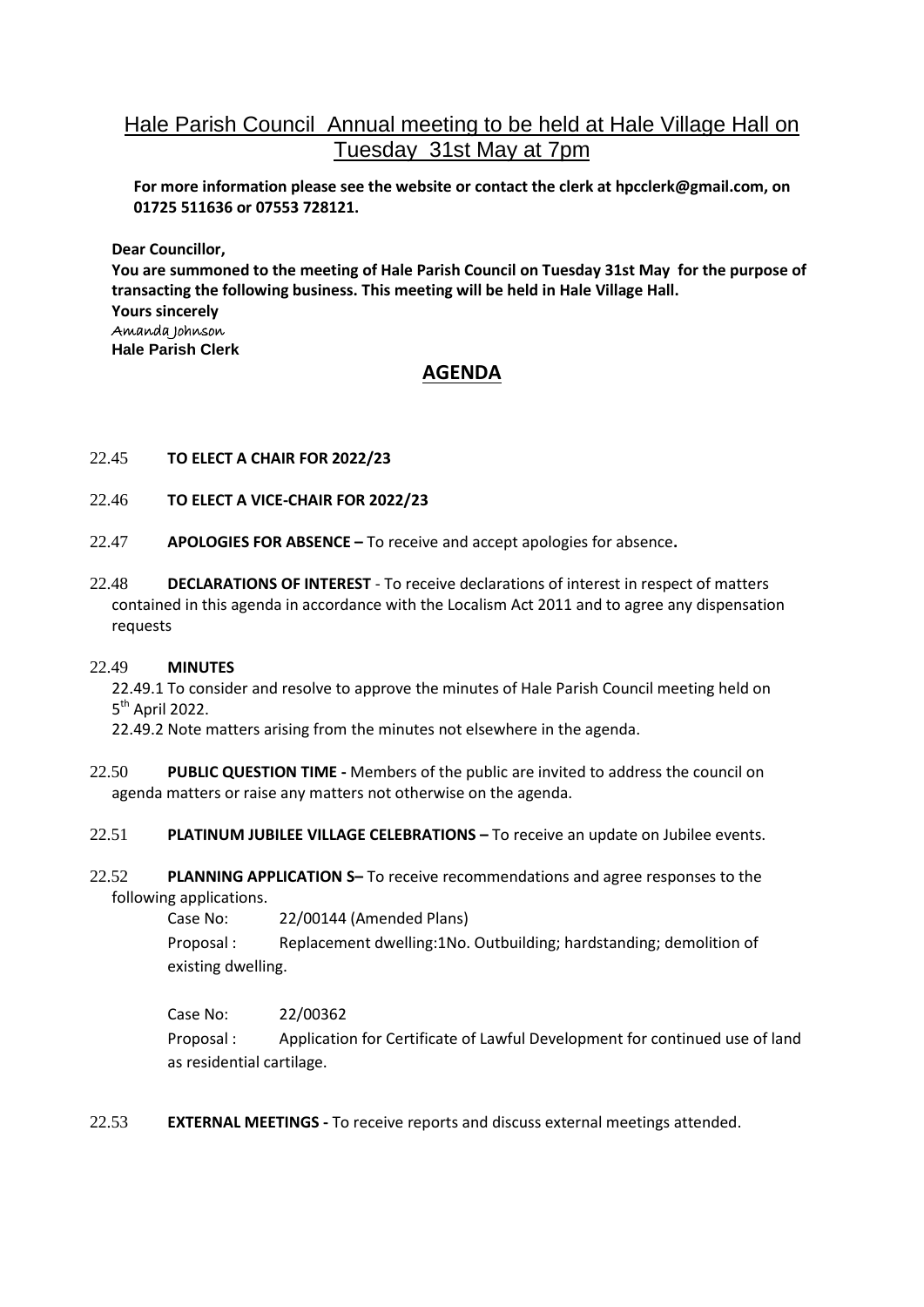# Hale Parish Council Annual meeting to be held at Hale Village Hall on Tuesday 31st May at 7pm

**For more information please see the website or contact the clerk at hpcclerk@gmail.com, on 01725 511636 or 07553 728121.**

**Dear Councillor,**

**You are summoned to the meeting of Hale Parish Council on Tuesday 31st May for the purpose of transacting the following business. This meeting will be held in Hale Village Hall.**

**Yours sincerely**

*Amanda Johnson*

**Hale Parish Clerk**

## AGENDA

22.45 **TO ELECT A CHAIR FOR 2022/23**

22.46 **TO ELECT A VICE-CHAIR FOR 2022/23**

22.47 **APOLOGIES FOR ABSENCE –** To receive and accept apologies for absence**.**

22.48 **DECLARATIONS OF INTEREST** - To receive declarations of interest in respect of matters contained in this agenda in accordance with the Localism Act 2011 and to agree any dispensation requests

22.49 **MINUTES**

22.49.1 To consider and resolve to approve the minutes of Hale Parish Council meeting held on 5th April 2022.

22.49.2 Note matters arising from the minutes not elsewhere in the agenda.

22.50 **PUBLIC QUESTION TIME -** Members of the public are invited to address the council on agenda matters or raise any matters not otherwise on the agenda.

22.51 **PLATINUM JUBILEE VILLAGE CELEBRATIONS –** To receive an update on Jubilee events.

22.52 **PLANNING APPLICATION S–** To receive recommendations and agree responses to the following applications.

Case No: 22/00144 (Amended Plans)

Proposal : Replacement dwelling:1No. Outbuilding; hardstanding; demolition of existing dwelling.

Case No: 22/00362

Proposal : Application for Certificate of Lawful Development for continued use of land as residential cartilage.

22.53 **EXTERNAL MEETINGS -** To receive reports and discuss external meetings attended.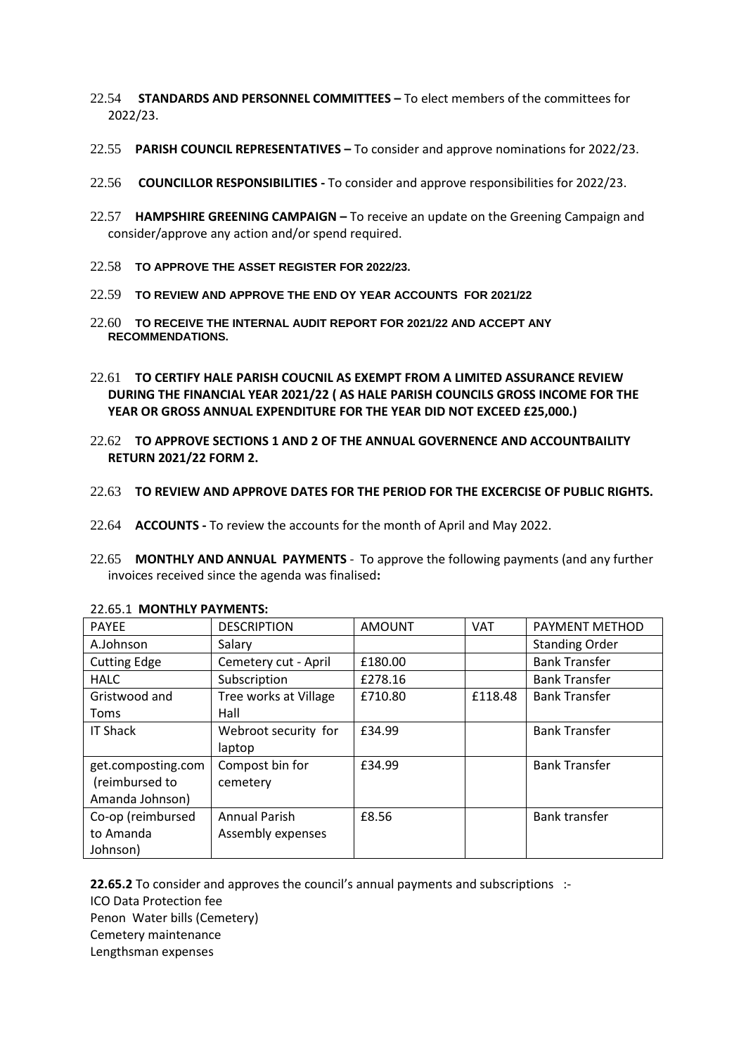22.54 **STANDARDS AND PERSONNEL COMMITTEES –** To elect members of the committees for 2022/23.

22.55 **PARISH COUNCIL REPRESENTATIVES –** To consider and approve nominations for 2022/23.

22.56 **COUNCILLOR RESPONSIBILITIES -** To consider and approve responsibilities for 2022/23.

22.57 **HAMPSHIRE GREENING CAMPAIGN –** To receive an update on the Greening Campaign and consider/approve any action and/or spend required.

22.58 **TO APPROVE THE ASSET REGISTER FOR 2022/23.**

22.59 **TO REVIEW AND APPROVE THE END OY YEAR ACCOUNTS FOR 2021/22**

22.60 **TO RECEIVE THE INTERNAL AUDIT REPORT FOR 2021/22 AND ACCEPT ANY RECOMMENDATIONS.**

22.61 **TO CERTIFY HALE PARISH COUCNIL AS EXEMPT FROM A LIMITED ASSURANCE REVIEW DURING THE FINANCIAL YEAR 2021/22 ( AS HALE PARISH COUNCILS GROSS INCOME FOR THE YEAR OR GROSS ANNUAL EXPENDITURE FOR THE YEAR DID NOT EXCEED £25,000.)**

22.62 **TO APPROVE SECTIONS 1 AND 2 OF THE ANNUAL GOVERNENCE AND ACCOUNTBAILITY RETURN 2021/22 FORM 2.**

22.63 **TO REVIEW AND APPROVE DATES FOR THE PERIOD FOR THE EXCERCISE OF PUBLIC RIGHTS.**

22.64 **ACCOUNTS -** To review the accounts for the month of April and May 2022.

22.65 **MONTHLY AND ANNUAL PAYMENTS** - To approve the following payments (and any further invoices received since the agenda was finalised**:**

22.65.1 **MONTHLY PAYMENTS:**

| PAYEE | DESCRIPTION | AMOUNT | VAT | PAYMENT METHOD |
|---|---|---|---|---|
| A.Johnson | Salary | | | Standing Order |
| Cutting Edge | Cemetery cut - April | £180.00 | | Bank Transfer |
| HALC | Subscription | £278.16 | | Bank Transfer |
| Gristwood and Toms | Tree works at Village Hall | £710.80 | £118.48 | Bank Transfer |
| IT Shack | Webroot security for laptop | £34.99 | | Bank Transfer |
| get.composting.com (reimbursed to Amanda Johnson) | Compost bin for cemetery | £34.99 | | Bank Transfer |
| Co-op (reimbursed to Amanda Johnson) | Annual Parish Assembly expenses | £8.56 | | Bank transfer |

**22.65.2** To consider and approves the council's annual payments and subscriptions :-
ICO Data Protection fee
Penon Water bills (Cemetery)
Cemetery maintenance
Lengthsman expenses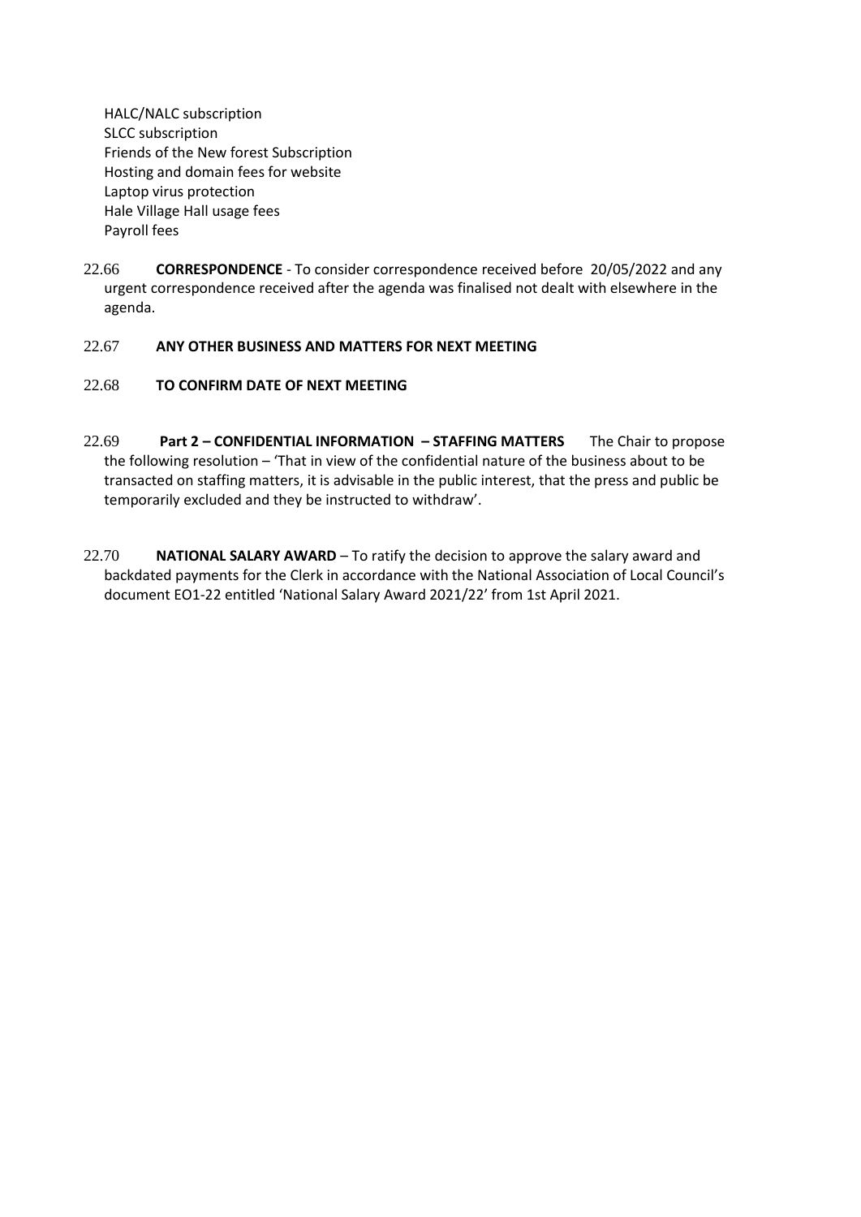HALC/NALC subscription
SLCC subscription
Friends of the New forest Subscription
Hosting and domain fees for website
Laptop virus protection
Hale Village Hall usage fees
Payroll fees

22.66 **CORRESPONDENCE** - To consider correspondence received before 20/05/2022 and any urgent correspondence received after the agenda was finalised not dealt with elsewhere in the agenda.

22.67 **ANY OTHER BUSINESS AND MATTERS FOR NEXT MEETING**

22.68 **TO CONFIRM DATE OF NEXT MEETING**

22.69 **Part 2 – CONFIDENTIAL INFORMATION – STAFFING MATTERS** The Chair to propose the following resolution – 'That in view of the confidential nature of the business about to be transacted on staffing matters, it is advisable in the public interest, that the press and public be temporarily excluded and they be instructed to withdraw'.

22.70 **NATIONAL SALARY AWARD** – To ratify the decision to approve the salary award and backdated payments for the Clerk in accordance with the National Association of Local Council's document EO1-22 entitled 'National Salary Award 2021/22' from 1st April 2021.